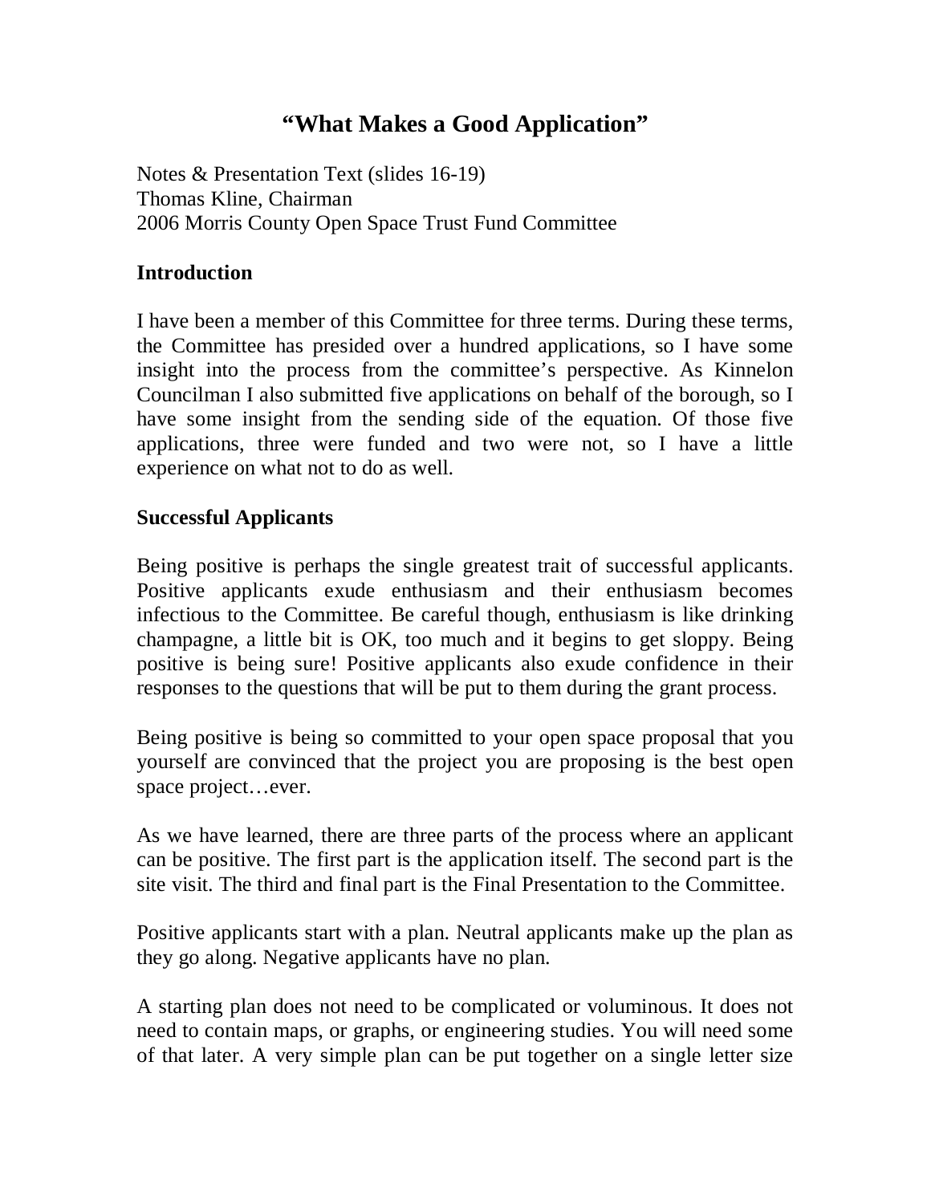# "What Makes a Good Application"

Notes & Presentation Text (slides 16-19)
Thomas Kline, Chairman
2006 Morris County Open Space Trust Fund Committee

## Introduction

I have been a member of this Committee for three terms. During these terms, the Committee has presided over a hundred applications, so I have some insight into the process from the committee's perspective. As Kinnelon Councilman I also submitted five applications on behalf of the borough, so I have some insight from the sending side of the equation. Of those five applications, three were funded and two were not, so I have a little experience on what not to do as well.

## Successful Applicants

Being positive is perhaps the single greatest trait of successful applicants. Positive applicants exude enthusiasm and their enthusiasm becomes infectious to the Committee. Be careful though, enthusiasm is like drinking champagne, a little bit is OK, too much and it begins to get sloppy. Being positive is being sure! Positive applicants also exude confidence in their responses to the questions that will be put to them during the grant process.

Being positive is being so committed to your open space proposal that you yourself are convinced that the project you are proposing is the best open space project…ever.

As we have learned, there are three parts of the process where an applicant can be positive. The first part is the application itself. The second part is the site visit. The third and final part is the Final Presentation to the Committee.

Positive applicants start with a plan. Neutral applicants make up the plan as they go along. Negative applicants have no plan.

A starting plan does not need to be complicated or voluminous. It does not need to contain maps, or graphs, or engineering studies. You will need some of that later. A very simple plan can be put together on a single letter size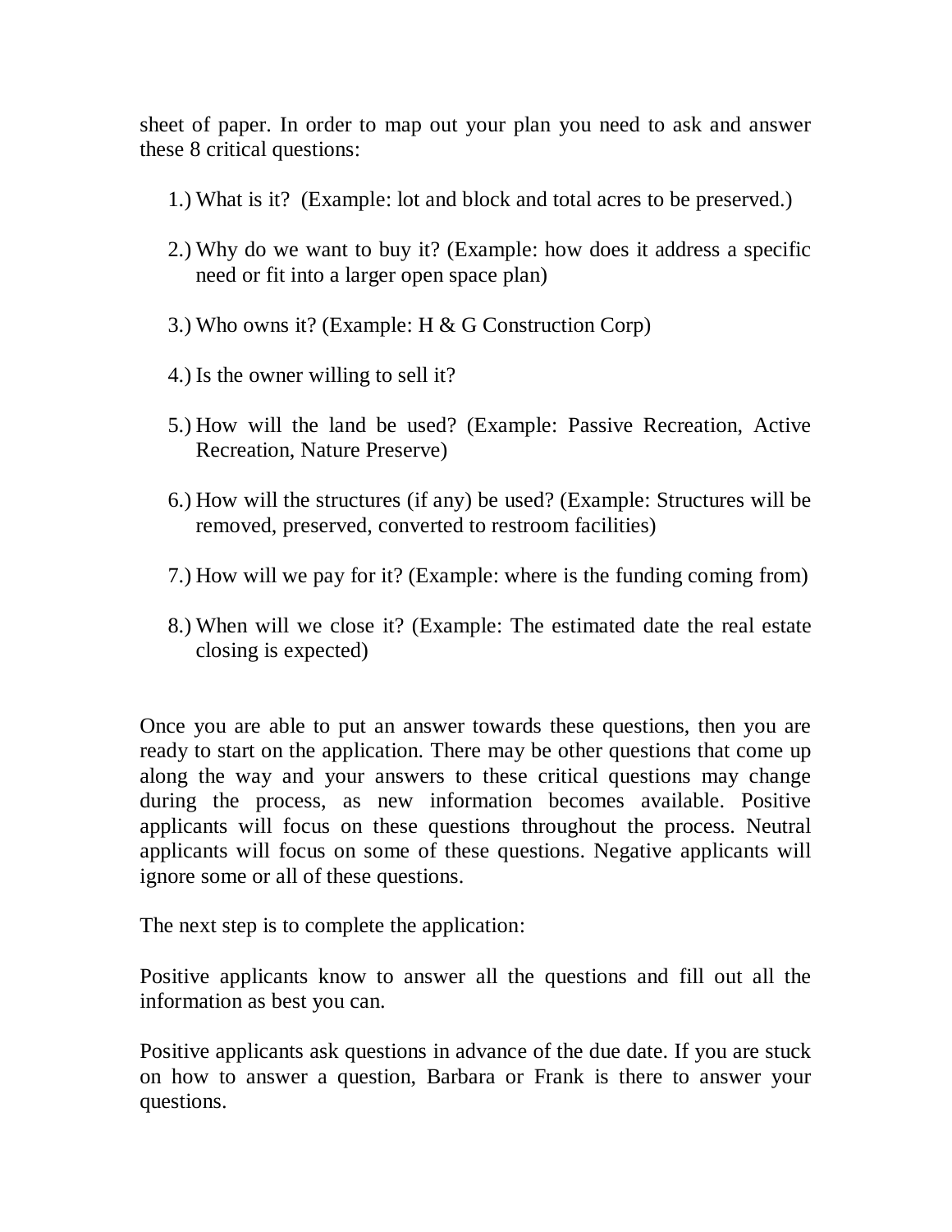sheet of paper. In order to map out your plan you need to ask and answer these 8 critical questions:

1.) What is it? (Example: lot and block and total acres to be preserved.)

2.) Why do we want to buy it? (Example: how does it address a specific need or fit into a larger open space plan)

3.) Who owns it? (Example: H & G Construction Corp)

4.) Is the owner willing to sell it?

5.) How will the land be used? (Example: Passive Recreation, Active Recreation, Nature Preserve)

6.) How will the structures (if any) be used? (Example: Structures will be removed, preserved, converted to restroom facilities)

7.) How will we pay for it? (Example: where is the funding coming from)

8.) When will we close it? (Example: The estimated date the real estate closing is expected)

Once you are able to put an answer towards these questions, then you are ready to start on the application. There may be other questions that come up along the way and your answers to these critical questions may change during the process, as new information becomes available. Positive applicants will focus on these questions throughout the process. Neutral applicants will focus on some of these questions. Negative applicants will ignore some or all of these questions.

The next step is to complete the application:

Positive applicants know to answer all the questions and fill out all the information as best you can.

Positive applicants ask questions in advance of the due date. If you are stuck on how to answer a question, Barbara or Frank is there to answer your questions.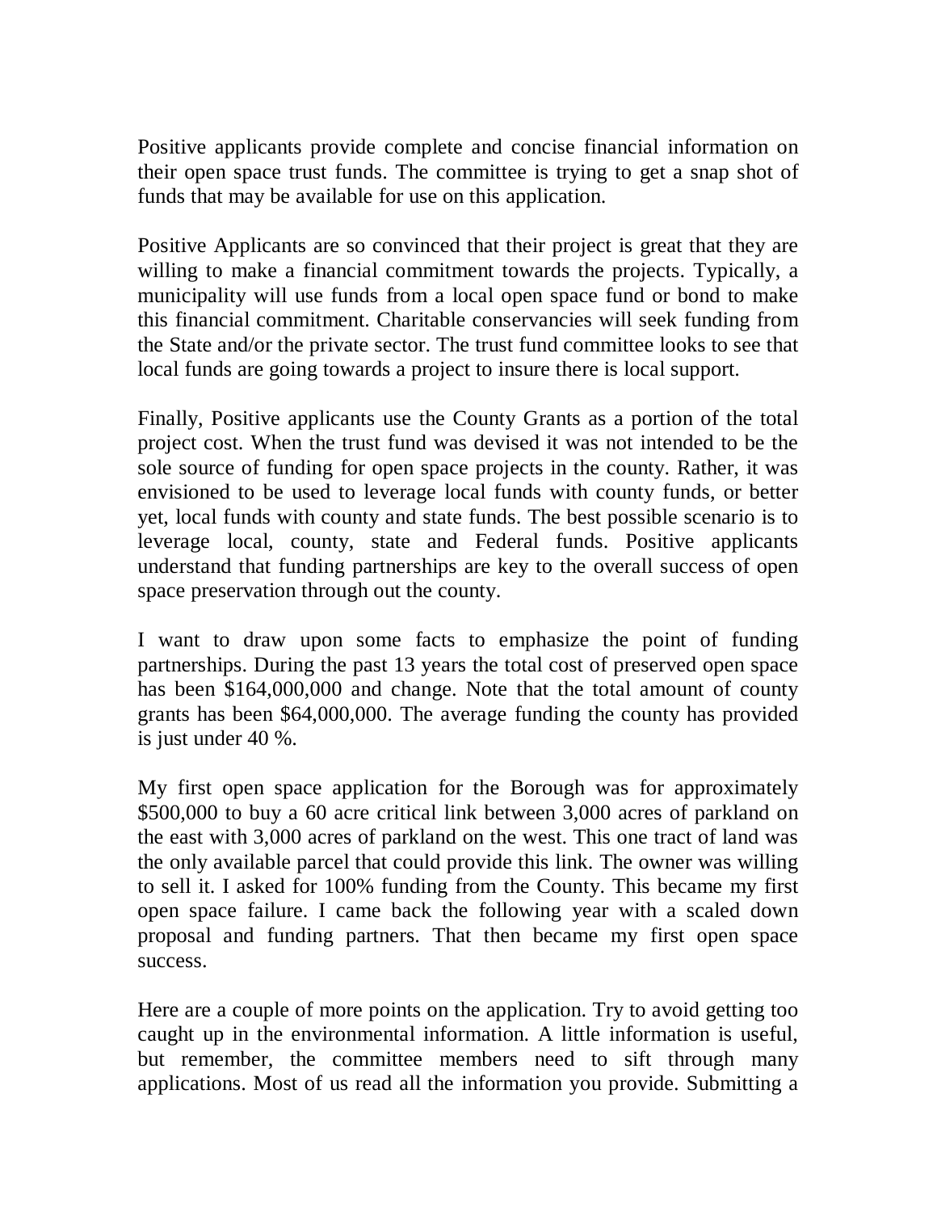Positive applicants provide complete and concise financial information on their open space trust funds. The committee is trying to get a snap shot of funds that may be available for use on this application.

Positive Applicants are so convinced that their project is great that they are willing to make a financial commitment towards the projects. Typically, a municipality will use funds from a local open space fund or bond to make this financial commitment. Charitable conservancies will seek funding from the State and/or the private sector. The trust fund committee looks to see that local funds are going towards a project to insure there is local support.

Finally, Positive applicants use the County Grants as a portion of the total project cost. When the trust fund was devised it was not intended to be the sole source of funding for open space projects in the county. Rather, it was envisioned to be used to leverage local funds with county funds, or better yet, local funds with county and state funds. The best possible scenario is to leverage local, county, state and Federal funds. Positive applicants understand that funding partnerships are key to the overall success of open space preservation through out the county.

I want to draw upon some facts to emphasize the point of funding partnerships. During the past 13 years the total cost of preserved open space has been $164,000,000 and change. Note that the total amount of county grants has been $64,000,000. The average funding the county has provided is just under 40 %.

My first open space application for the Borough was for approximately $500,000 to buy a 60 acre critical link between 3,000 acres of parkland on the east with 3,000 acres of parkland on the west. This one tract of land was the only available parcel that could provide this link. The owner was willing to sell it. I asked for 100% funding from the County. This became my first open space failure. I came back the following year with a scaled down proposal and funding partners. That then became my first open space success.

Here are a couple of more points on the application. Try to avoid getting too caught up in the environmental information. A little information is useful, but remember, the committee members need to sift through many applications. Most of us read all the information you provide. Submitting a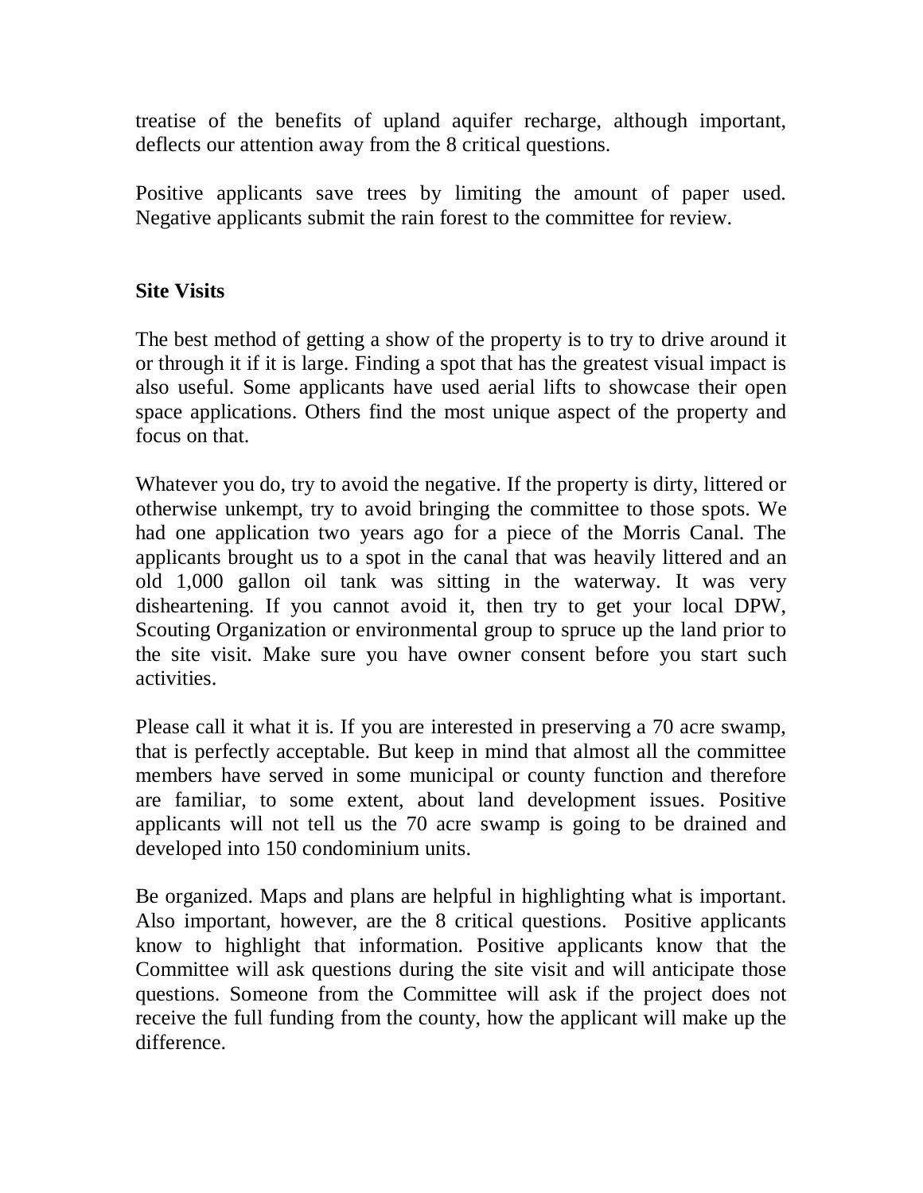treatise of the benefits of upland aquifer recharge, although important, deflects our attention away from the 8 critical questions.

Positive applicants save trees by limiting the amount of paper used. Negative applicants submit the rain forest to the committee for review.

**Site Visits**

The best method of getting a show of the property is to try to drive around it or through it if it is large. Finding a spot that has the greatest visual impact is also useful. Some applicants have used aerial lifts to showcase their open space applications. Others find the most unique aspect of the property and focus on that.

Whatever you do, try to avoid the negative. If the property is dirty, littered or otherwise unkempt, try to avoid bringing the committee to those spots. We had one application two years ago for a piece of the Morris Canal. The applicants brought us to a spot in the canal that was heavily littered and an old 1,000 gallon oil tank was sitting in the waterway. It was very disheartening. If you cannot avoid it, then try to get your local DPW, Scouting Organization or environmental group to spruce up the land prior to the site visit. Make sure you have owner consent before you start such activities.

Please call it what it is. If you are interested in preserving a 70 acre swamp, that is perfectly acceptable. But keep in mind that almost all the committee members have served in some municipal or county function and therefore are familiar, to some extent, about land development issues. Positive applicants will not tell us the 70 acre swamp is going to be drained and developed into 150 condominium units.

Be organized. Maps and plans are helpful in highlighting what is important. Also important, however, are the 8 critical questions. Positive applicants know to highlight that information. Positive applicants know that the Committee will ask questions during the site visit and will anticipate those questions. Someone from the Committee will ask if the project does not receive the full funding from the county, how the applicant will make up the difference.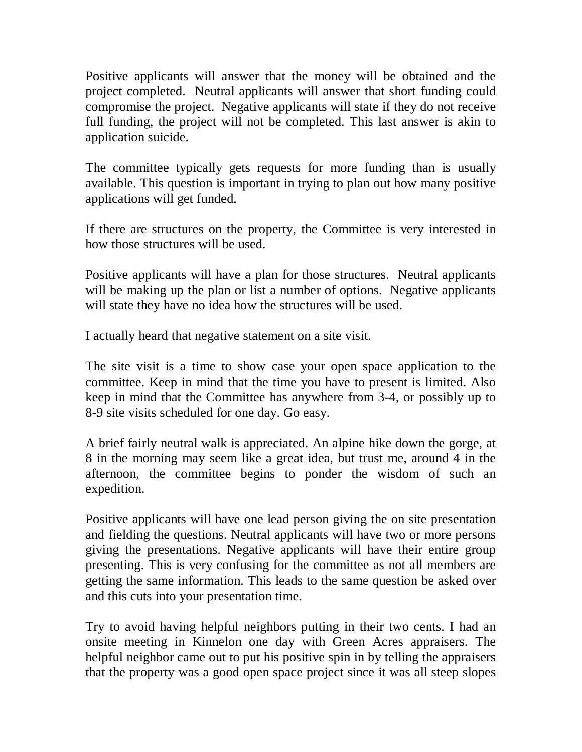Positive applicants will answer that the money will be obtained and the project completed. Neutral applicants will answer that short funding could compromise the project. Negative applicants will state if they do not receive full funding, the project will not be completed. This last answer is akin to application suicide.

The committee typically gets requests for more funding than is usually available. This question is important in trying to plan out how many positive applications will get funded.

If there are structures on the property, the Committee is very interested in how those structures will be used.

Positive applicants will have a plan for those structures. Neutral applicants will be making up the plan or list a number of options. Negative applicants will state they have no idea how the structures will be used.

I actually heard that negative statement on a site visit.

The site visit is a time to show case your open space application to the committee. Keep in mind that the time you have to present is limited. Also keep in mind that the Committee has anywhere from 3-4, or possibly up to 8-9 site visits scheduled for one day. Go easy.

A brief fairly neutral walk is appreciated. An alpine hike down the gorge, at 8 in the morning may seem like a great idea, but trust me, around 4 in the afternoon, the committee begins to ponder the wisdom of such an expedition.

Positive applicants will have one lead person giving the on site presentation and fielding the questions. Neutral applicants will have two or more persons giving the presentations. Negative applicants will have their entire group presenting. This is very confusing for the committee as not all members are getting the same information. This leads to the same question be asked over and this cuts into your presentation time.

Try to avoid having helpful neighbors putting in their two cents. I had an onsite meeting in Kinnelon one day with Green Acres appraisers. The helpful neighbor came out to put his positive spin in by telling the appraisers that the property was a good open space project since it was all steep slopes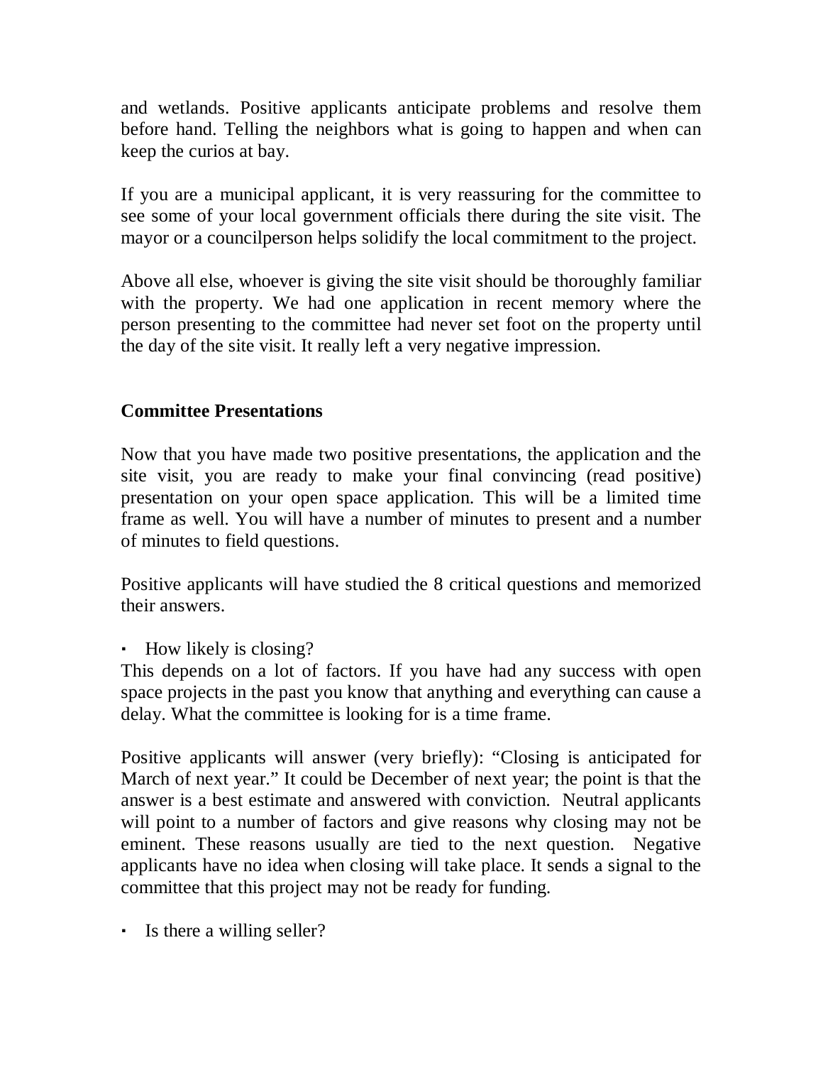and wetlands. Positive applicants anticipate problems and resolve them before hand. Telling the neighbors what is going to happen and when can keep the curios at bay.

If you are a municipal applicant, it is very reassuring for the committee to see some of your local government officials there during the site visit. The mayor or a councilperson helps solidify the local commitment to the project.

Above all else, whoever is giving the site visit should be thoroughly familiar with the property. We had one application in recent memory where the person presenting to the committee had never set foot on the property until the day of the site visit. It really left a very negative impression.

## Committee Presentations

Now that you have made two positive presentations, the application and the site visit, you are ready to make your final convincing (read positive) presentation on your open space application. This will be a limited time frame as well. You will have a number of minutes to present and a number of minutes to field questions.

Positive applicants will have studied the 8 critical questions and memorized their answers.

- How likely is closing?

This depends on a lot of factors. If you have had any success with open space projects in the past you know that anything and everything can cause a delay. What the committee is looking for is a time frame.

Positive applicants will answer (very briefly): "Closing is anticipated for March of next year." It could be December of next year; the point is that the answer is a best estimate and answered with conviction. Neutral applicants will point to a number of factors and give reasons why closing may not be eminent. These reasons usually are tied to the next question. Negative applicants have no idea when closing will take place. It sends a signal to the committee that this project may not be ready for funding.

- Is there a willing seller?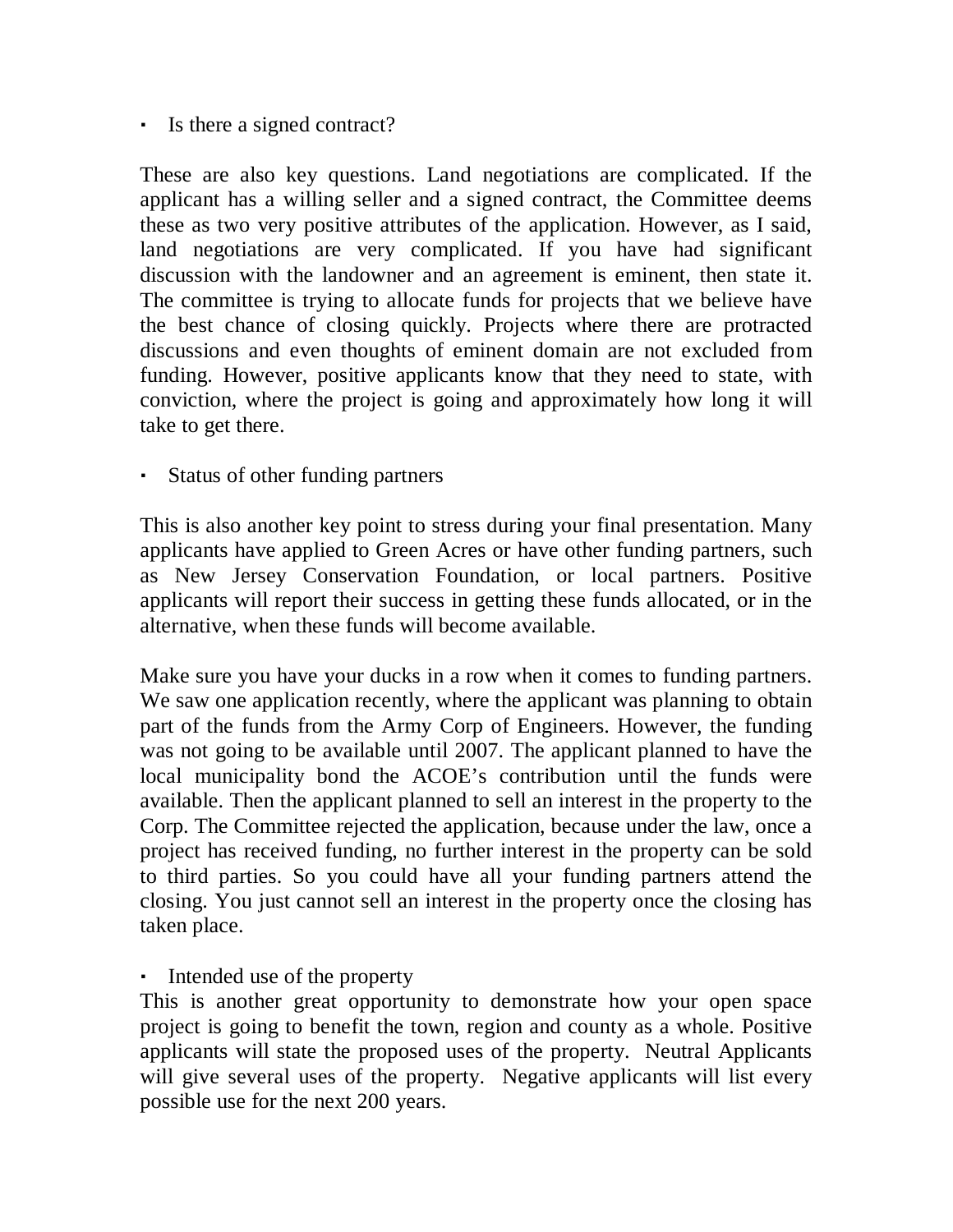- Is there a signed contract?

These are also key questions. Land negotiations are complicated. If the applicant has a willing seller and a signed contract, the Committee deems these as two very positive attributes of the application. However, as I said, land negotiations are very complicated. If you have had significant discussion with the landowner and an agreement is eminent, then state it. The committee is trying to allocate funds for projects that we believe have the best chance of closing quickly. Projects where there are protracted discussions and even thoughts of eminent domain are not excluded from funding. However, positive applicants know that they need to state, with conviction, where the project is going and approximately how long it will take to get there.

- Status of other funding partners

This is also another key point to stress during your final presentation. Many applicants have applied to Green Acres or have other funding partners, such as New Jersey Conservation Foundation, or local partners. Positive applicants will report their success in getting these funds allocated, or in the alternative, when these funds will become available.

Make sure you have your ducks in a row when it comes to funding partners. We saw one application recently, where the applicant was planning to obtain part of the funds from the Army Corp of Engineers. However, the funding was not going to be available until 2007. The applicant planned to have the local municipality bond the ACOE's contribution until the funds were available. Then the applicant planned to sell an interest in the property to the Corp. The Committee rejected the application, because under the law, once a project has received funding, no further interest in the property can be sold to third parties. So you could have all your funding partners attend the closing. You just cannot sell an interest in the property once the closing has taken place.

- Intended use of the property

This is another great opportunity to demonstrate how your open space project is going to benefit the town, region and county as a whole. Positive applicants will state the proposed uses of the property. Neutral Applicants will give several uses of the property. Negative applicants will list every possible use for the next 200 years.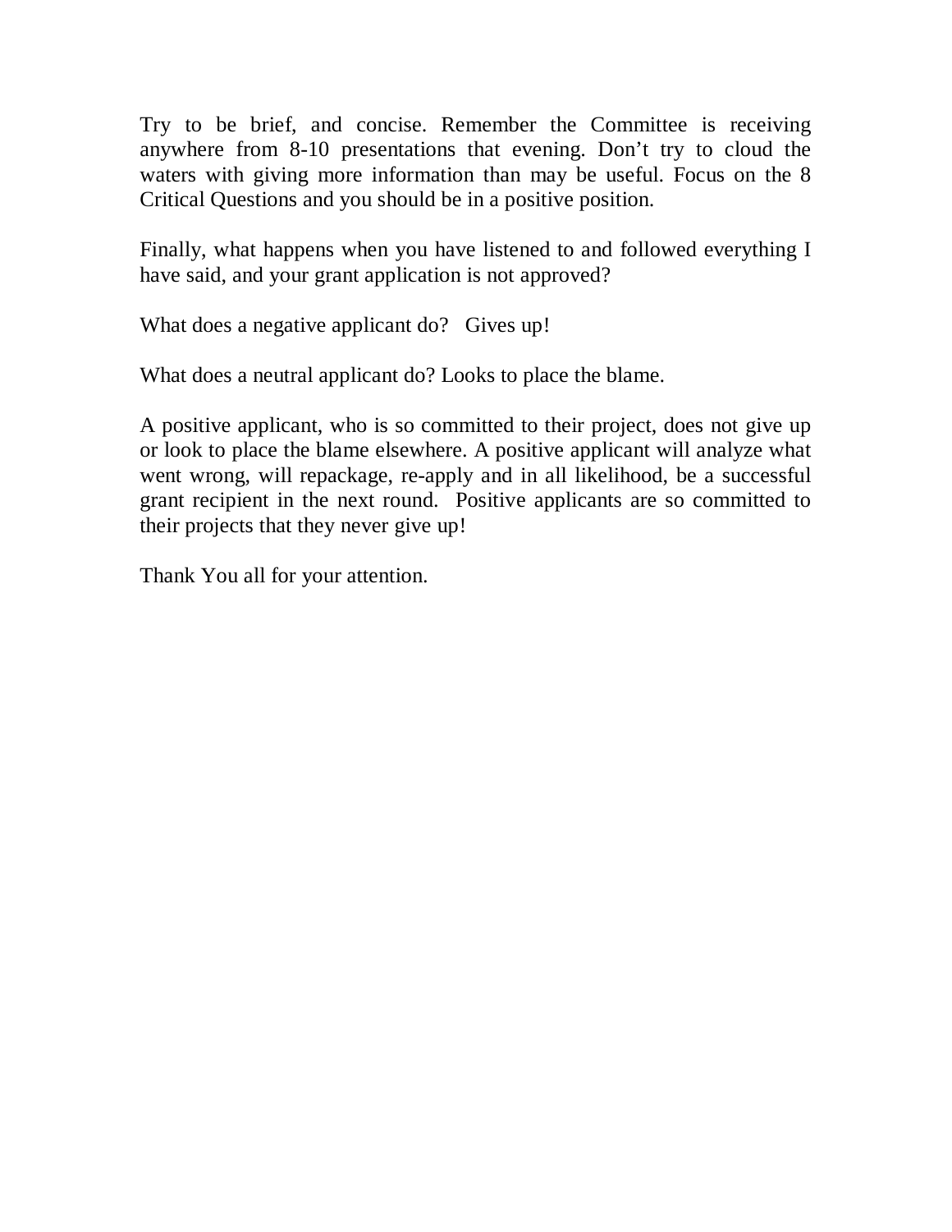Try to be brief, and concise. Remember the Committee is receiving anywhere from 8-10 presentations that evening. Don't try to cloud the waters with giving more information than may be useful. Focus on the 8 Critical Questions and you should be in a positive position.

Finally, what happens when you have listened to and followed everything I have said, and your grant application is not approved?

What does a negative applicant do? Gives up!

What does a neutral applicant do? Looks to place the blame.

A positive applicant, who is so committed to their project, does not give up or look to place the blame elsewhere. A positive applicant will analyze what went wrong, will repackage, re-apply and in all likelihood, be a successful grant recipient in the next round. Positive applicants are so committed to their projects that they never give up!

Thank You all for your attention.